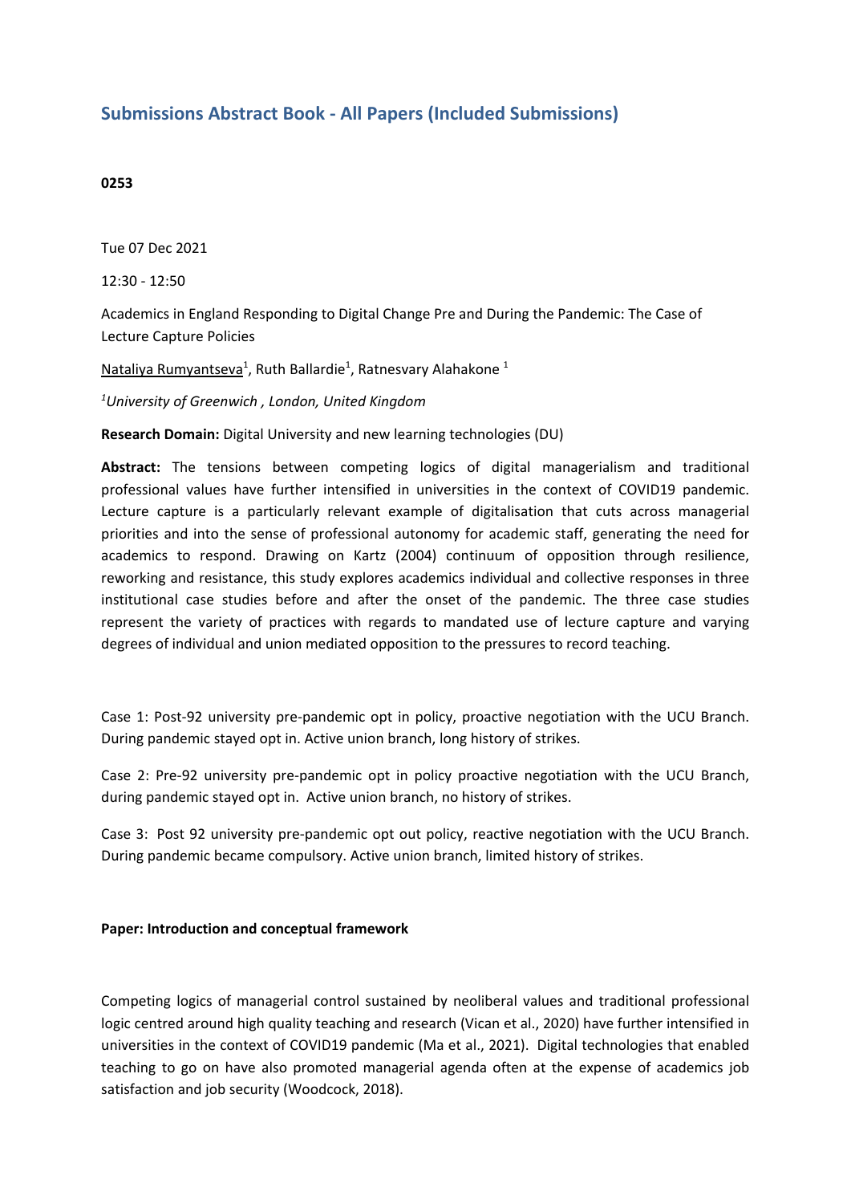# Submissions Abstract Book - All Papers (Included Submissions)

**0253**

Tue 07 Dec 2021

12:30 - 12:50

Academics in England Responding to Digital Change Pre and During the Pandemic: The Case of Lecture Capture Policies

Nataliya Rumyantseva[1], Ruth Ballardie[1], Ratnesvary Alahakone [1]

*[1]University of Greenwich , London, United Kingdom*

**Research Domain:** Digital University and new learning technologies (DU)

**Abstract:** The tensions between competing logics of digital managerialism and traditional professional values have further intensified in universities in the context of COVID19 pandemic. Lecture capture is a particularly relevant example of digitalisation that cuts across managerial priorities and into the sense of professional autonomy for academic staff, generating the need for academics to respond. Drawing on Kartz (2004) continuum of opposition through resilience, reworking and resistance, this study explores academics individual and collective responses in three institutional case studies before and after the onset of the pandemic. The three case studies represent the variety of practices with regards to mandated use of lecture capture and varying degrees of individual and union mediated opposition to the pressures to record teaching.

Case 1: Post-92 university pre-pandemic opt in policy, proactive negotiation with the UCU Branch. During pandemic stayed opt in. Active union branch, long history of strikes.

Case 2: Pre-92 university pre-pandemic opt in policy proactive negotiation with the UCU Branch, during pandemic stayed opt in. Active union branch, no history of strikes.

Case 3: Post 92 university pre-pandemic opt out policy, reactive negotiation with the UCU Branch. During pandemic became compulsory. Active union branch, limited history of strikes.

**Paper: Introduction and conceptual framework**

Competing logics of managerial control sustained by neoliberal values and traditional professional logic centred around high quality teaching and research (Vican et al., 2020) have further intensified in universities in the context of COVID19 pandemic (Ma et al., 2021). Digital technologies that enabled teaching to go on have also promoted managerial agenda often at the expense of academics job satisfaction and job security (Woodcock, 2018).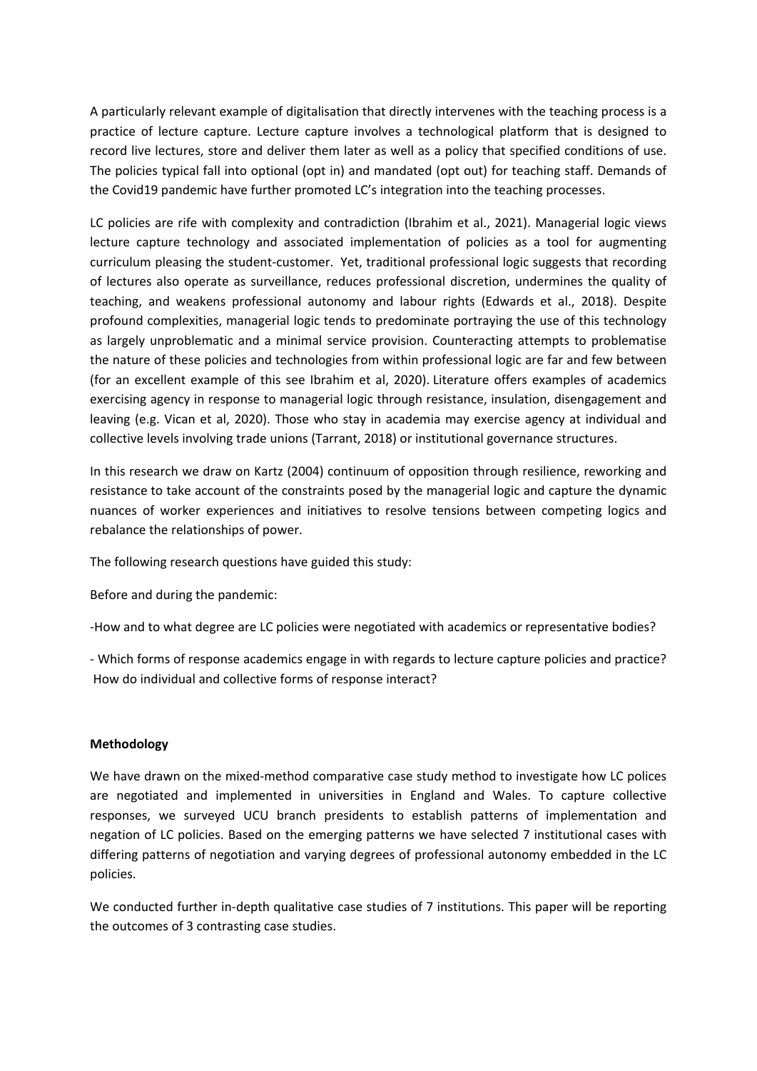A particularly relevant example of digitalisation that directly intervenes with the teaching process is a practice of lecture capture. Lecture capture involves a technological platform that is designed to record live lectures, store and deliver them later as well as a policy that specified conditions of use. The policies typical fall into optional (opt in) and mandated (opt out) for teaching staff. Demands of the Covid19 pandemic have further promoted LC's integration into the teaching processes.

LC policies are rife with complexity and contradiction (Ibrahim et al., 2021). Managerial logic views lecture capture technology and associated implementation of policies as a tool for augmenting curriculum pleasing the student-customer. Yet, traditional professional logic suggests that recording of lectures also operate as surveillance, reduces professional discretion, undermines the quality of teaching, and weakens professional autonomy and labour rights (Edwards et al., 2018). Despite profound complexities, managerial logic tends to predominate portraying the use of this technology as largely unproblematic and a minimal service provision. Counteracting attempts to problematise the nature of these policies and technologies from within professional logic are far and few between (for an excellent example of this see Ibrahim et al, 2020). Literature offers examples of academics exercising agency in response to managerial logic through resistance, insulation, disengagement and leaving (e.g. Vican et al, 2020). Those who stay in academia may exercise agency at individual and collective levels involving trade unions (Tarrant, 2018) or institutional governance structures.

In this research we draw on Kartz (2004) continuum of opposition through resilience, reworking and resistance to take account of the constraints posed by the managerial logic and capture the dynamic nuances of worker experiences and initiatives to resolve tensions between competing logics and rebalance the relationships of power.

The following research questions have guided this study:

Before and during the pandemic:

-How and to what degree are LC policies were negotiated with academics or representative bodies?

- Which forms of response academics engage in with regards to lecture capture policies and practice? How do individual and collective forms of response interact?

**Methodology**

We have drawn on the mixed-method comparative case study method to investigate how LC polices are negotiated and implemented in universities in England and Wales. To capture collective responses, we surveyed UCU branch presidents to establish patterns of implementation and negation of LC policies. Based on the emerging patterns we have selected 7 institutional cases with differing patterns of negotiation and varying degrees of professional autonomy embedded in the LC policies.

We conducted further in-depth qualitative case studies of 7 institutions. This paper will be reporting the outcomes of 3 contrasting case studies.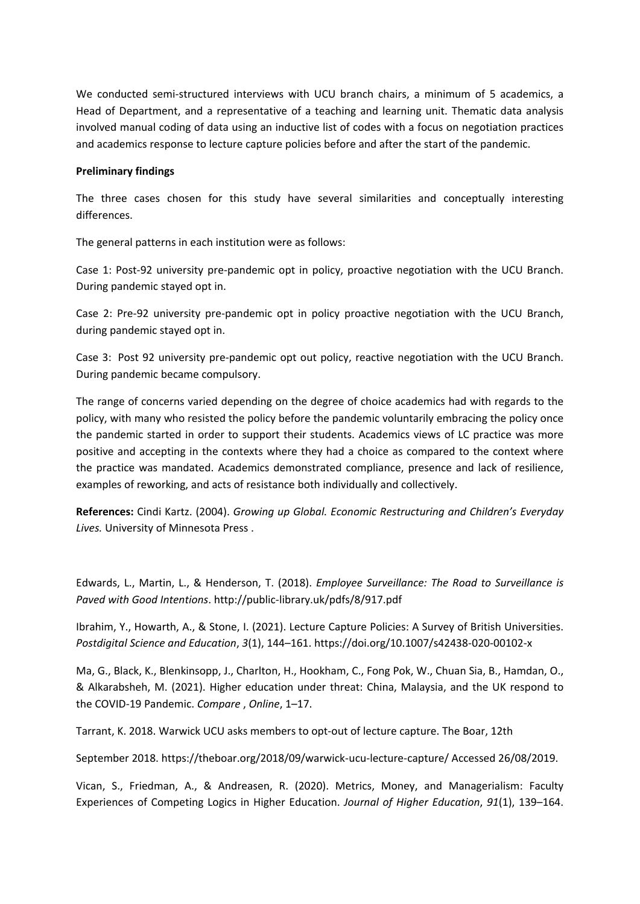We conducted semi-structured interviews with UCU branch chairs, a minimum of 5 academics, a Head of Department, and a representative of a teaching and learning unit. Thematic data analysis involved manual coding of data using an inductive list of codes with a focus on negotiation practices and academics response to lecture capture policies before and after the start of the pandemic.

**Preliminary findings**

The three cases chosen for this study have several similarities and conceptually interesting differences.

The general patterns in each institution were as follows:

Case 1: Post-92 university pre-pandemic opt in policy, proactive negotiation with the UCU Branch. During pandemic stayed opt in.

Case 2: Pre-92 university pre-pandemic opt in policy proactive negotiation with the UCU Branch, during pandemic stayed opt in.

Case 3: Post 92 university pre-pandemic opt out policy, reactive negotiation with the UCU Branch. During pandemic became compulsory.

The range of concerns varied depending on the degree of choice academics had with regards to the policy, with many who resisted the policy before the pandemic voluntarily embracing the policy once the pandemic started in order to support their students. Academics views of LC practice was more positive and accepting in the contexts where they had a choice as compared to the context where the practice was mandated. Academics demonstrated compliance, presence and lack of resilience, examples of reworking, and acts of resistance both individually and collectively.

**References:** Cindi Kartz. (2004). *Growing up Global. Economic Restructuring and Children's Everyday Lives.* University of Minnesota Press .

Edwards, L., Martin, L., & Henderson, T. (2018). *Employee Surveillance: The Road to Surveillance is Paved with Good Intentions*. http://public-library.uk/pdfs/8/917.pdf

Ibrahim, Y., Howarth, A., & Stone, I. (2021). Lecture Capture Policies: A Survey of British Universities. *Postdigital Science and Education*, *3*(1), 144–161. https://doi.org/10.1007/s42438-020-00102-x

Ma, G., Black, K., Blenkinsopp, J., Charlton, H., Hookham, C., Fong Pok, W., Chuan Sia, B., Hamdan, O., & Alkarabsheh, M. (2021). Higher education under threat: China, Malaysia, and the UK respond to the COVID-19 Pandemic. *Compare* , *Online*, 1–17.

Tarrant, K. 2018. Warwick UCU asks members to opt-out of lecture capture. The Boar, 12th

September 2018. https://theboar.org/2018/09/warwick-ucu-lecture-capture/ Accessed 26/08/2019.

Vican, S., Friedman, A., & Andreasen, R. (2020). Metrics, Money, and Managerialism: Faculty Experiences of Competing Logics in Higher Education. *Journal of Higher Education*, *91*(1), 139–164.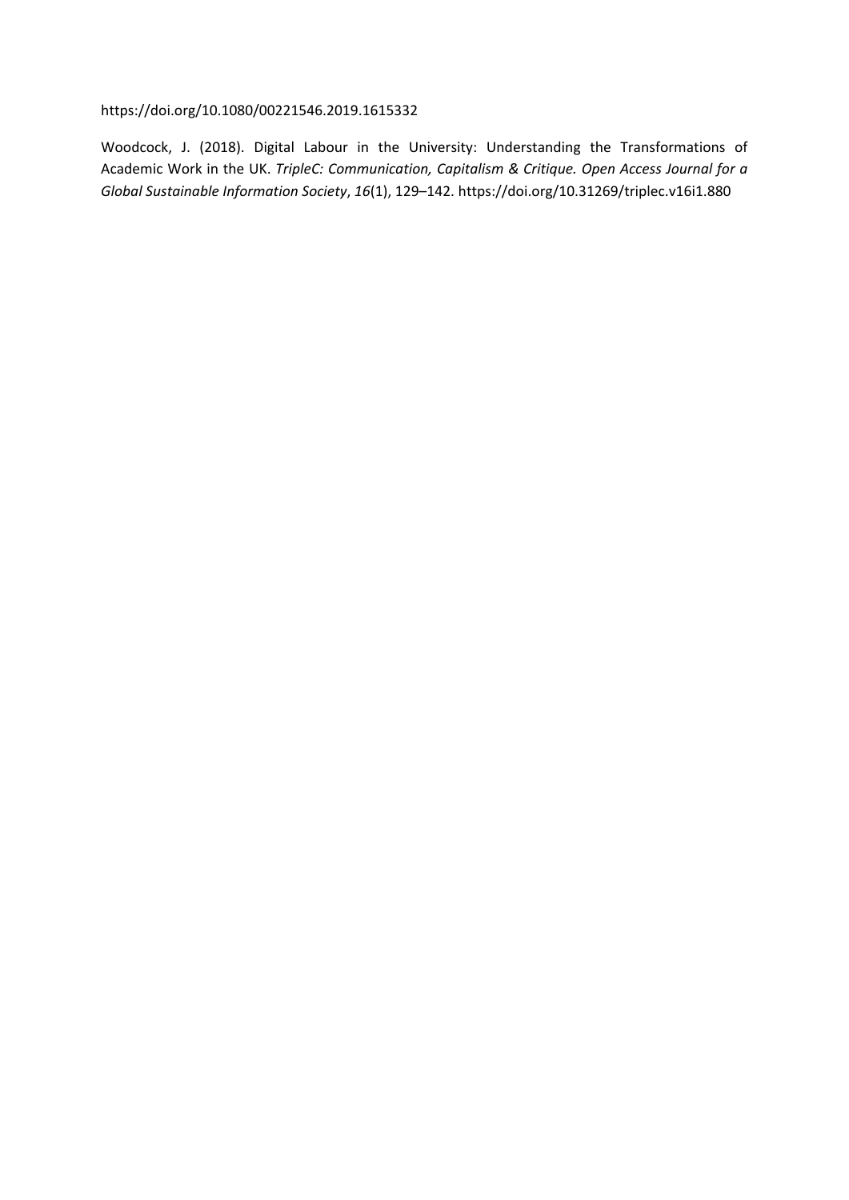https://doi.org/10.1080/00221546.2019.1615332

Woodcock, J. (2018). Digital Labour in the University: Understanding the Transformations of Academic Work in the UK. *TripleC: Communication, Capitalism & Critique. Open Access Journal for a Global Sustainable Information Society*, *16*(1), 129–142. https://doi.org/10.31269/triplec.v16i1.880